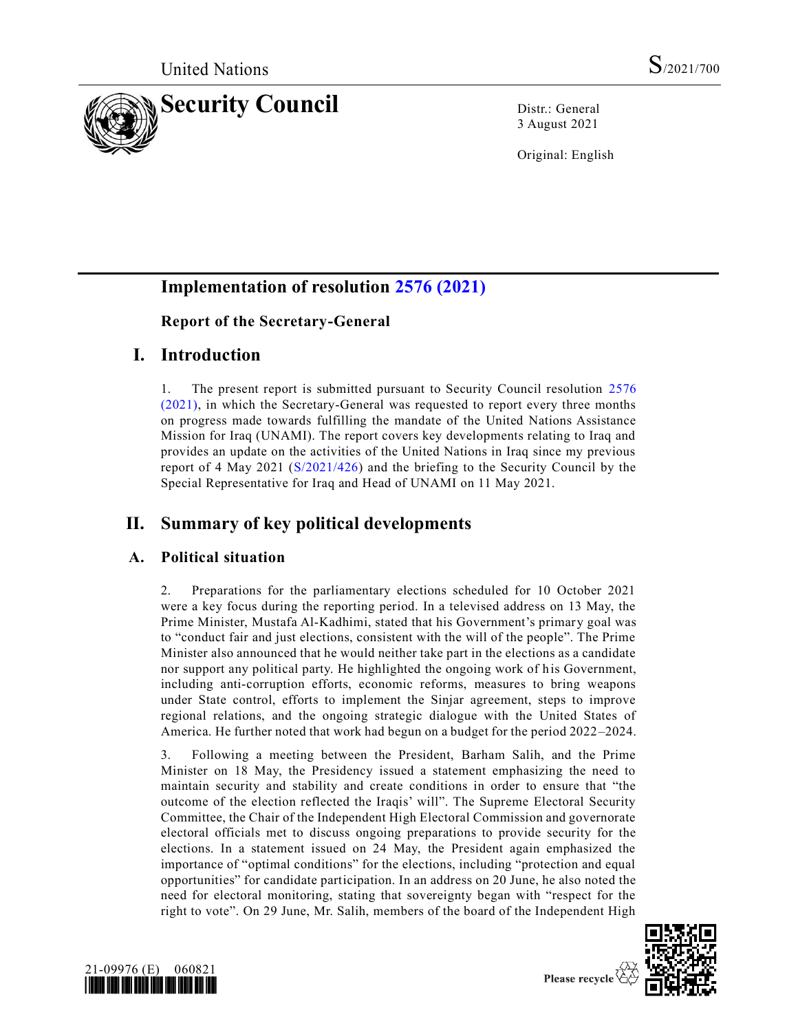United Nations S/2021/700

# Security Council

Distr.: General
3 August 2021

Original: English

# Implementation of resolution 2576 (2021)

## Report of the Secretary-General

## I. Introduction

1. The present report is submitted pursuant to Security Council resolution 2576 (2021), in which the Secretary-General was requested to report every three months on progress made towards fulfilling the mandate of the United Nations Assistance Mission for Iraq (UNAMI). The report covers key developments relating to Iraq and provides an update on the activities of the United Nations in Iraq since my previous report of 4 May 2021 (S/2021/426) and the briefing to the Security Council by the Special Representative for Iraq and Head of UNAMI on 11 May 2021.

## II. Summary of key political developments

### A. Political situation

2. Preparations for the parliamentary elections scheduled for 10 October 2021 were a key focus during the reporting period. In a televised address on 13 May, the Prime Minister, Mustafa Al-Kadhimi, stated that his Government's primary goal was to "conduct fair and just elections, consistent with the will of the people". The Prime Minister also announced that he would neither take part in the elections as a candidate nor support any political party. He highlighted the ongoing work of his Government, including anti-corruption efforts, economic reforms, measures to bring weapons under State control, efforts to implement the Sinjar agreement, steps to improve regional relations, and the ongoing strategic dialogue with the United States of America. He further noted that work had begun on a budget for the period 2022–2024.

3. Following a meeting between the President, Barham Salih, and the Prime Minister on 18 May, the Presidency issued a statement emphasizing the need to maintain security and stability and create conditions in order to ensure that "the outcome of the election reflected the Iraqis' will". The Supreme Electoral Security Committee, the Chair of the Independent High Electoral Commission and governorate electoral officials met to discuss ongoing preparations to provide security for the elections. In a statement issued on 24 May, the President again emphasized the importance of "optimal conditions" for the elections, including "protection and equal opportunities" for candidate participation. In an address on 20 June, he also noted the need for electoral monitoring, stating that sovereignty began with "respect for the right to vote". On 29 June, Mr. Salih, members of the board of the Independent High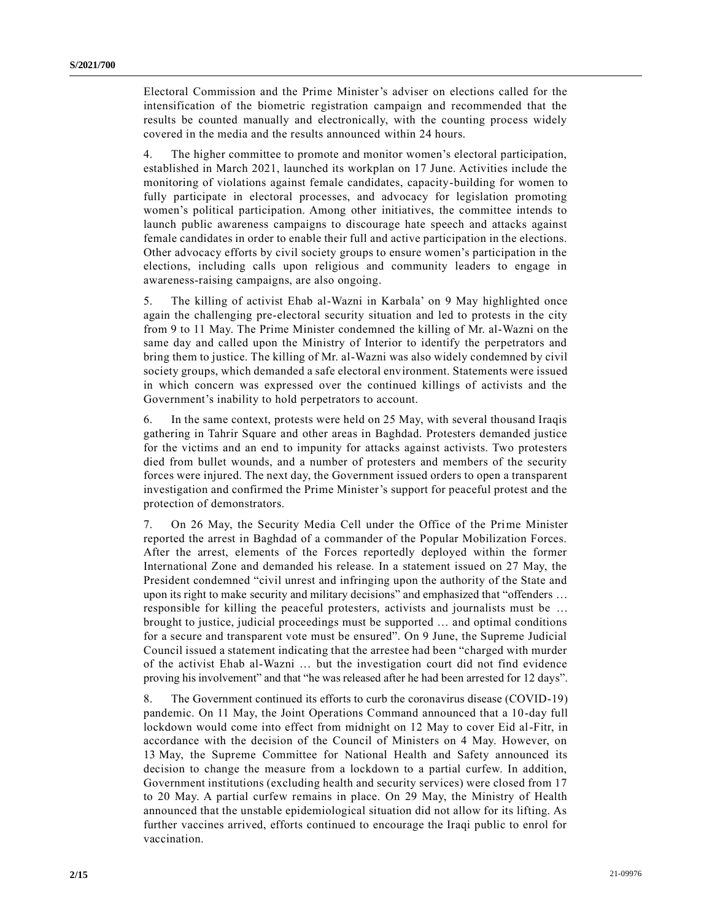Electoral Commission and the Prime Minister's adviser on elections called for the intensification of the biometric registration campaign and recommended that the results be counted manually and electronically, with the counting process widely covered in the media and the results announced within 24 hours.

4. The higher committee to promote and monitor women's electoral participation, established in March 2021, launched its workplan on 17 June. Activities include the monitoring of violations against female candidates, capacity-building for women to fully participate in electoral processes, and advocacy for legislation promoting women's political participation. Among other initiatives, the committee intends to launch public awareness campaigns to discourage hate speech and attacks against female candidates in order to enable their full and active participation in the elections. Other advocacy efforts by civil society groups to ensure women's participation in the elections, including calls upon religious and community leaders to engage in awareness-raising campaigns, are also ongoing.

5. The killing of activist Ehab al-Wazni in Karbala' on 9 May highlighted once again the challenging pre-electoral security situation and led to protests in the city from 9 to 11 May. The Prime Minister condemned the killing of Mr. al-Wazni on the same day and called upon the Ministry of Interior to identify the perpetrators and bring them to justice. The killing of Mr. al-Wazni was also widely condemned by civil society groups, which demanded a safe electoral environment. Statements were issued in which concern was expressed over the continued killings of activists and the Government's inability to hold perpetrators to account.

6. In the same context, protests were held on 25 May, with several thousand Iraqis gathering in Tahrir Square and other areas in Baghdad. Protesters demanded justice for the victims and an end to impunity for attacks against activists. Two protesters died from bullet wounds, and a number of protesters and members of the security forces were injured. The next day, the Government issued orders to open a transparent investigation and confirmed the Prime Minister's support for peaceful protest and the protection of demonstrators.

7. On 26 May, the Security Media Cell under the Office of the Prime Minister reported the arrest in Baghdad of a commander of the Popular Mobilization Forces. After the arrest, elements of the Forces reportedly deployed within the former International Zone and demanded his release. In a statement issued on 27 May, the President condemned "civil unrest and infringing upon the authority of the State and upon its right to make security and military decisions" and emphasized that "offenders … responsible for killing the peaceful protesters, activists and journalists must be … brought to justice, judicial proceedings must be supported … and optimal conditions for a secure and transparent vote must be ensured". On 9 June, the Supreme Judicial Council issued a statement indicating that the arrestee had been "charged with murder of the activist Ehab al-Wazni … but the investigation court did not find evidence proving his involvement" and that "he was released after he had been arrested for 12 days".

8. The Government continued its efforts to curb the coronavirus disease (COVID-19) pandemic. On 11 May, the Joint Operations Command announced that a 10-day full lockdown would come into effect from midnight on 12 May to cover Eid al-Fitr, in accordance with the decision of the Council of Ministers on 4 May. However, on 13 May, the Supreme Committee for National Health and Safety announced its decision to change the measure from a lockdown to a partial curfew. In addition, Government institutions (excluding health and security services) were closed from 17 to 20 May. A partial curfew remains in place. On 29 May, the Ministry of Health announced that the unstable epidemiological situation did not allow for its lifting. As further vaccines arrived, efforts continued to encourage the Iraqi public to enrol for vaccination.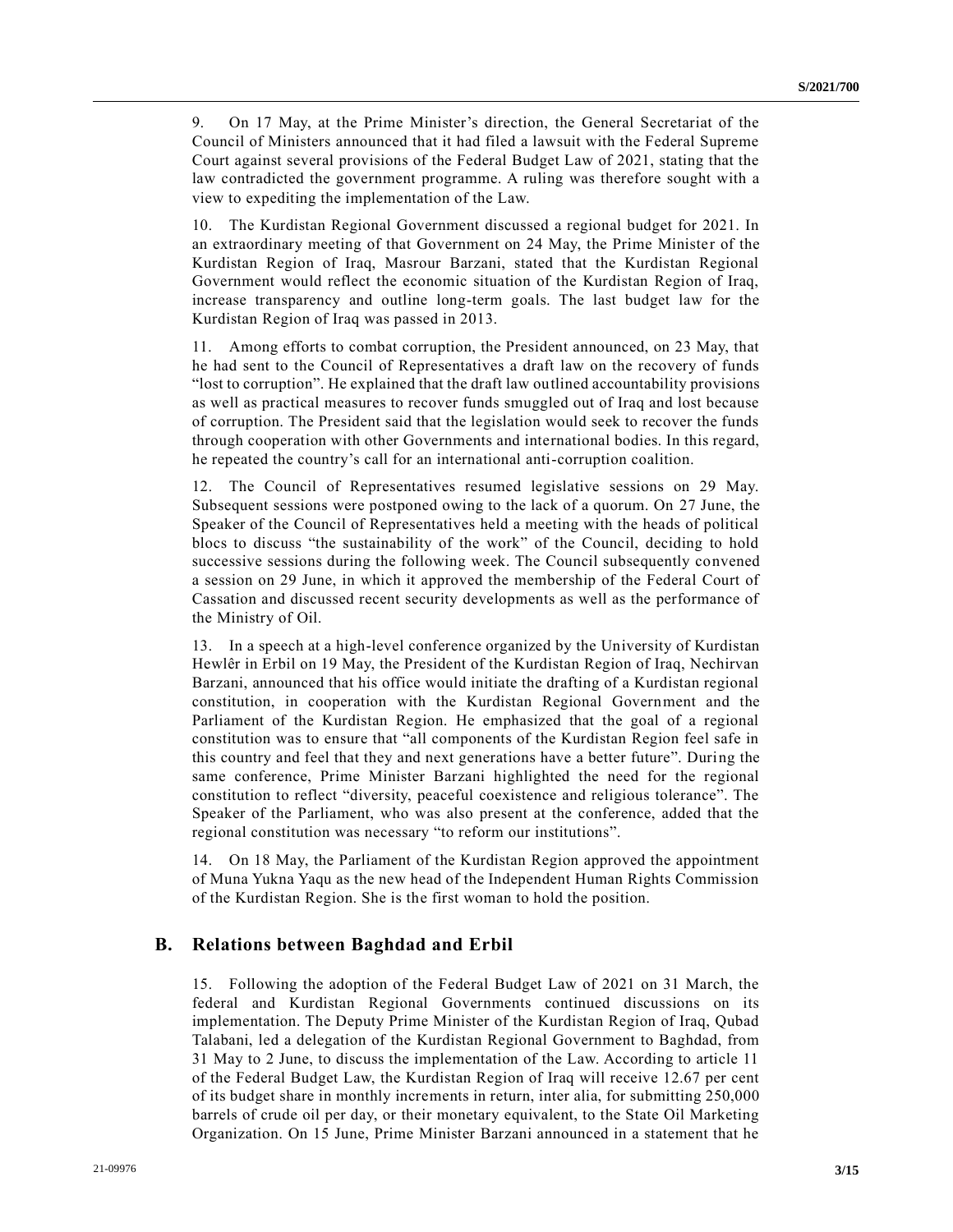9. On 17 May, at the Prime Minister's direction, the General Secretariat of the Council of Ministers announced that it had filed a lawsuit with the Federal Supreme Court against several provisions of the Federal Budget Law of 2021, stating that the law contradicted the government programme. A ruling was therefore sought with a view to expediting the implementation of the Law.

10. The Kurdistan Regional Government discussed a regional budget for 2021. In an extraordinary meeting of that Government on 24 May, the Prime Minister of the Kurdistan Region of Iraq, Masrour Barzani, stated that the Kurdistan Regional Government would reflect the economic situation of the Kurdistan Region of Iraq, increase transparency and outline long-term goals. The last budget law for the Kurdistan Region of Iraq was passed in 2013.

11. Among efforts to combat corruption, the President announced, on 23 May, that he had sent to the Council of Representatives a draft law on the recovery of funds "lost to corruption". He explained that the draft law outlined accountability provisions as well as practical measures to recover funds smuggled out of Iraq and lost because of corruption. The President said that the legislation would seek to recover the funds through cooperation with other Governments and international bodies. In this regard, he repeated the country's call for an international anti-corruption coalition.

12. The Council of Representatives resumed legislative sessions on 29 May. Subsequent sessions were postponed owing to the lack of a quorum. On 27 June, the Speaker of the Council of Representatives held a meeting with the heads of political blocs to discuss "the sustainability of the work" of the Council, deciding to hold successive sessions during the following week. The Council subsequently convened a session on 29 June, in which it approved the membership of the Federal Court of Cassation and discussed recent security developments as well as the performance of the Ministry of Oil.

13. In a speech at a high-level conference organized by the University of Kurdistan Hewlêr in Erbil on 19 May, the President of the Kurdistan Region of Iraq, Nechirvan Barzani, announced that his office would initiate the drafting of a Kurdistan regional constitution, in cooperation with the Kurdistan Regional Government and the Parliament of the Kurdistan Region. He emphasized that the goal of a regional constitution was to ensure that "all components of the Kurdistan Region feel safe in this country and feel that they and next generations have a better future". During the same conference, Prime Minister Barzani highlighted the need for the regional constitution to reflect "diversity, peaceful coexistence and religious tolerance". The Speaker of the Parliament, who was also present at the conference, added that the regional constitution was necessary "to reform our institutions".

14. On 18 May, the Parliament of the Kurdistan Region approved the appointment of Muna Yukna Yaqu as the new head of the Independent Human Rights Commission of the Kurdistan Region. She is the first woman to hold the position.

## B. Relations between Baghdad and Erbil

15. Following the adoption of the Federal Budget Law of 2021 on 31 March, the federal and Kurdistan Regional Governments continued discussions on its implementation. The Deputy Prime Minister of the Kurdistan Region of Iraq, Qubad Talabani, led a delegation of the Kurdistan Regional Government to Baghdad, from 31 May to 2 June, to discuss the implementation of the Law. According to article 11 of the Federal Budget Law, the Kurdistan Region of Iraq will receive 12.67 per cent of its budget share in monthly increments in return, inter alia, for submitting 250,000 barrels of crude oil per day, or their monetary equivalent, to the State Oil Marketing Organization. On 15 June, Prime Minister Barzani announced in a statement that he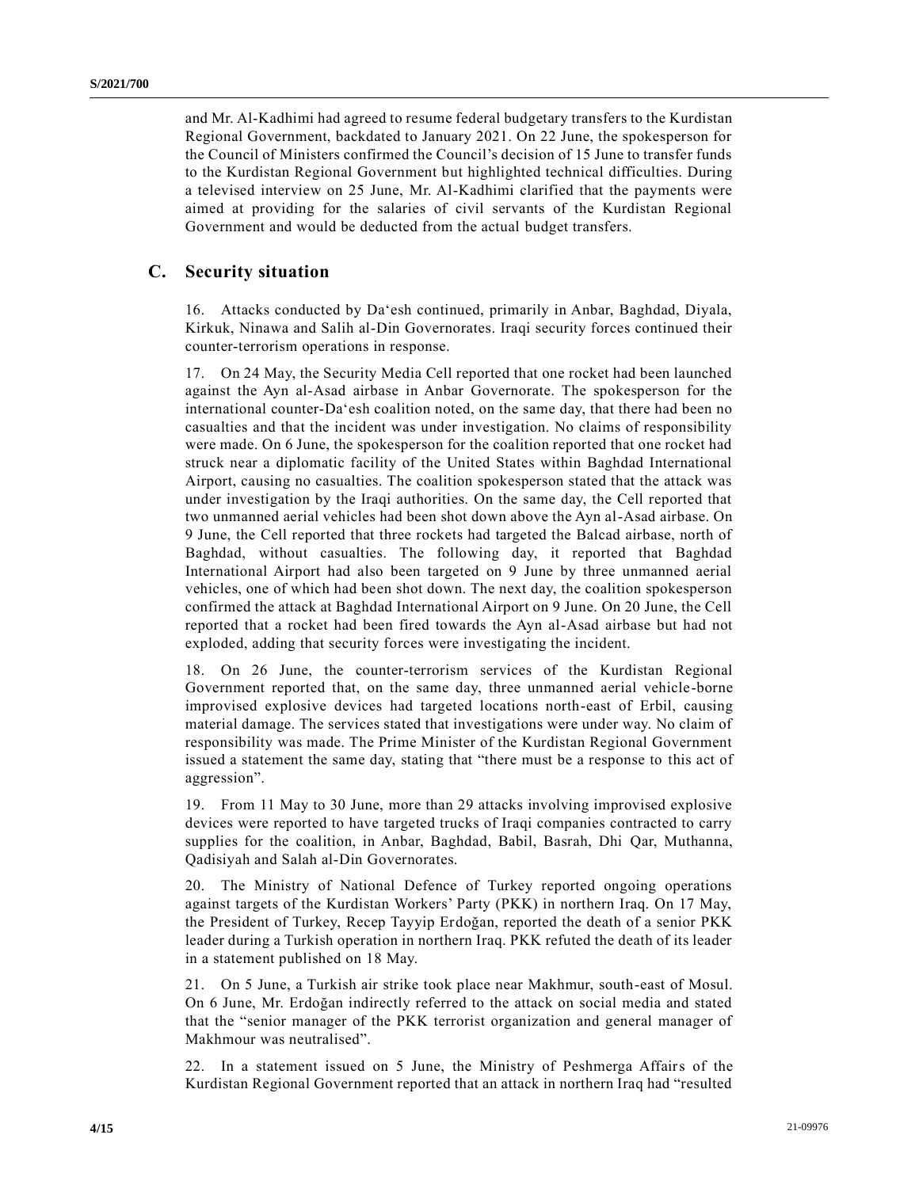and Mr. Al-Kadhimi had agreed to resume federal budgetary transfers to the Kurdistan Regional Government, backdated to January 2021. On 22 June, the spokesperson for the Council of Ministers confirmed the Council's decision of 15 June to transfer funds to the Kurdistan Regional Government but highlighted technical difficulties. During a televised interview on 25 June, Mr. Al-Kadhimi clarified that the payments were aimed at providing for the salaries of civil servants of the Kurdistan Regional Government and would be deducted from the actual budget transfers.

## C. Security situation

16. Attacks conducted by Da'esh continued, primarily in Anbar, Baghdad, Diyala, Kirkuk, Ninawa and Salih al-Din Governorates. Iraqi security forces continued their counter-terrorism operations in response.

17. On 24 May, the Security Media Cell reported that one rocket had been launched against the Ayn al-Asad airbase in Anbar Governorate. The spokesperson for the international counter-Da'esh coalition noted, on the same day, that there had been no casualties and that the incident was under investigation. No claims of responsibility were made. On 6 June, the spokesperson for the coalition reported that one rocket had struck near a diplomatic facility of the United States within Baghdad International Airport, causing no casualties. The coalition spokesperson stated that the attack was under investigation by the Iraqi authorities. On the same day, the Cell reported that two unmanned aerial vehicles had been shot down above the Ayn al-Asad airbase. On 9 June, the Cell reported that three rockets had targeted the Balcad airbase, north of Baghdad, without casualties. The following day, it reported that Baghdad International Airport had also been targeted on 9 June by three unmanned aerial vehicles, one of which had been shot down. The next day, the coalition spokesperson confirmed the attack at Baghdad International Airport on 9 June. On 20 June, the Cell reported that a rocket had been fired towards the Ayn al-Asad airbase but had not exploded, adding that security forces were investigating the incident.

18. On 26 June, the counter-terrorism services of the Kurdistan Regional Government reported that, on the same day, three unmanned aerial vehicle-borne improvised explosive devices had targeted locations north-east of Erbil, causing material damage. The services stated that investigations were under way. No claim of responsibility was made. The Prime Minister of the Kurdistan Regional Government issued a statement the same day, stating that "there must be a response to this act of aggression".

19. From 11 May to 30 June, more than 29 attacks involving improvised explosive devices were reported to have targeted trucks of Iraqi companies contracted to carry supplies for the coalition, in Anbar, Baghdad, Babil, Basrah, Dhi Qar, Muthanna, Qadisiyah and Salah al-Din Governorates.

20. The Ministry of National Defence of Turkey reported ongoing operations against targets of the Kurdistan Workers' Party (PKK) in northern Iraq. On 17 May, the President of Turkey, Recep Tayyip Erdoğan, reported the death of a senior PKK leader during a Turkish operation in northern Iraq. PKK refuted the death of its leader in a statement published on 18 May.

21. On 5 June, a Turkish air strike took place near Makhmur, south-east of Mosul. On 6 June, Mr. Erdoğan indirectly referred to the attack on social media and stated that the "senior manager of the PKK terrorist organization and general manager of Makhmour was neutralised".

22. In a statement issued on 5 June, the Ministry of Peshmerga Affairs of the Kurdistan Regional Government reported that an attack in northern Iraq had "resulted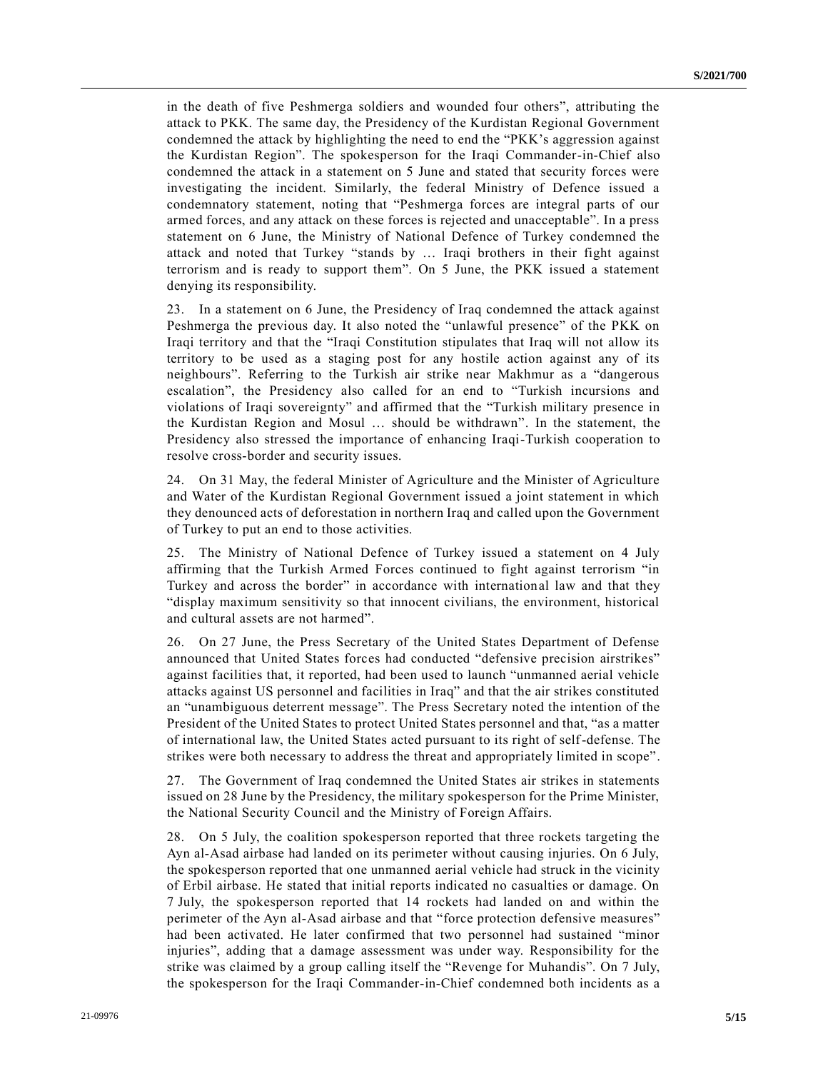in the death of five Peshmerga soldiers and wounded four others", attributing the attack to PKK. The same day, the Presidency of the Kurdistan Regional Government condemned the attack by highlighting the need to end the "PKK's aggression against the Kurdistan Region". The spokesperson for the Iraqi Commander-in-Chief also condemned the attack in a statement on 5 June and stated that security forces were investigating the incident. Similarly, the federal Ministry of Defence issued a condemnatory statement, noting that "Peshmerga forces are integral parts of our armed forces, and any attack on these forces is rejected and unacceptable". In a press statement on 6 June, the Ministry of National Defence of Turkey condemned the attack and noted that Turkey "stands by … Iraqi brothers in their fight against terrorism and is ready to support them". On 5 June, the PKK issued a statement denying its responsibility.

23. In a statement on 6 June, the Presidency of Iraq condemned the attack against Peshmerga the previous day. It also noted the "unlawful presence" of the PKK on Iraqi territory and that the "Iraqi Constitution stipulates that Iraq will not allow its territory to be used as a staging post for any hostile action against any of its neighbours". Referring to the Turkish air strike near Makhmur as a "dangerous escalation", the Presidency also called for an end to "Turkish incursions and violations of Iraqi sovereignty" and affirmed that the "Turkish military presence in the Kurdistan Region and Mosul … should be withdrawn". In the statement, the Presidency also stressed the importance of enhancing Iraqi-Turkish cooperation to resolve cross-border and security issues.

24. On 31 May, the federal Minister of Agriculture and the Minister of Agriculture and Water of the Kurdistan Regional Government issued a joint statement in which they denounced acts of deforestation in northern Iraq and called upon the Government of Turkey to put an end to those activities.

25. The Ministry of National Defence of Turkey issued a statement on 4 July affirming that the Turkish Armed Forces continued to fight against terrorism "in Turkey and across the border" in accordance with international law and that they "display maximum sensitivity so that innocent civilians, the environment, historical and cultural assets are not harmed".

26. On 27 June, the Press Secretary of the United States Department of Defense announced that United States forces had conducted "defensive precision airstrikes" against facilities that, it reported, had been used to launch "unmanned aerial vehicle attacks against US personnel and facilities in Iraq" and that the air strikes constituted an "unambiguous deterrent message". The Press Secretary noted the intention of the President of the United States to protect United States personnel and that, "as a matter of international law, the United States acted pursuant to its right of self-defense. The strikes were both necessary to address the threat and appropriately limited in scope".

27. The Government of Iraq condemned the United States air strikes in statements issued on 28 June by the Presidency, the military spokesperson for the Prime Minister, the National Security Council and the Ministry of Foreign Affairs.

28. On 5 July, the coalition spokesperson reported that three rockets targeting the Ayn al-Asad airbase had landed on its perimeter without causing injuries. On 6 July, the spokesperson reported that one unmanned aerial vehicle had struck in the vicinity of Erbil airbase. He stated that initial reports indicated no casualties or damage. On 7 July, the spokesperson reported that 14 rockets had landed on and within the perimeter of the Ayn al-Asad airbase and that "force protection defensive measures" had been activated. He later confirmed that two personnel had sustained "minor injuries", adding that a damage assessment was under way. Responsibility for the strike was claimed by a group calling itself the "Revenge for Muhandis". On 7 July, the spokesperson for the Iraqi Commander-in-Chief condemned both incidents as a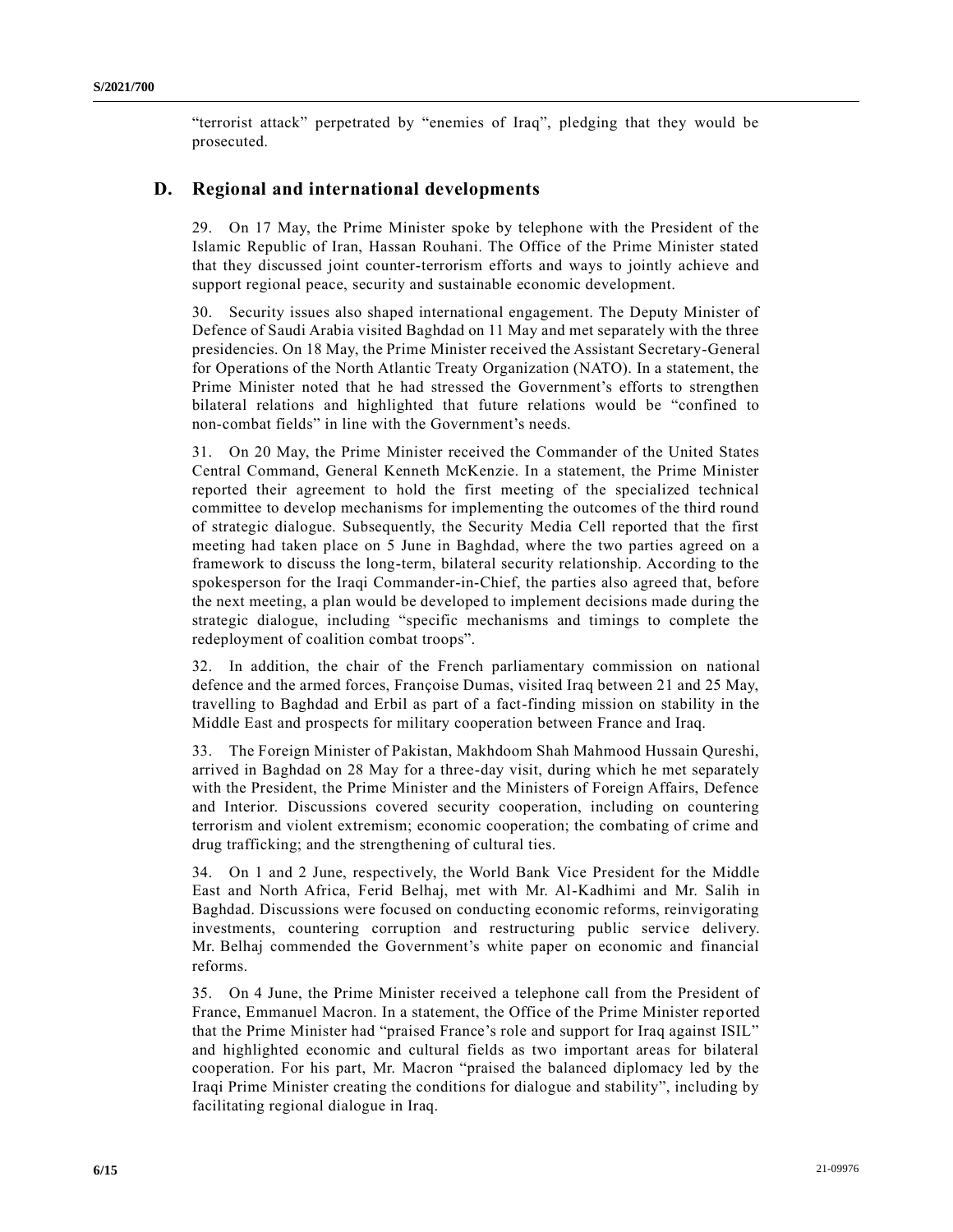"terrorist attack" perpetrated by "enemies of Iraq", pledging that they would be prosecuted.

## D. Regional and international developments

29. On 17 May, the Prime Minister spoke by telephone with the President of the Islamic Republic of Iran, Hassan Rouhani. The Office of the Prime Minister stated that they discussed joint counter-terrorism efforts and ways to jointly achieve and support regional peace, security and sustainable economic development.

30. Security issues also shaped international engagement. The Deputy Minister of Defence of Saudi Arabia visited Baghdad on 11 May and met separately with the three presidencies. On 18 May, the Prime Minister received the Assistant Secretary-General for Operations of the North Atlantic Treaty Organization (NATO). In a statement, the Prime Minister noted that he had stressed the Government's efforts to strengthen bilateral relations and highlighted that future relations would be "confined to non-combat fields" in line with the Government's needs.

31. On 20 May, the Prime Minister received the Commander of the United States Central Command, General Kenneth McKenzie. In a statement, the Prime Minister reported their agreement to hold the first meeting of the specialized technical committee to develop mechanisms for implementing the outcomes of the third round of strategic dialogue. Subsequently, the Security Media Cell reported that the first meeting had taken place on 5 June in Baghdad, where the two parties agreed on a framework to discuss the long-term, bilateral security relationship. According to the spokesperson for the Iraqi Commander-in-Chief, the parties also agreed that, before the next meeting, a plan would be developed to implement decisions made during the strategic dialogue, including "specific mechanisms and timings to complete the redeployment of coalition combat troops".

32. In addition, the chair of the French parliamentary commission on national defence and the armed forces, Françoise Dumas, visited Iraq between 21 and 25 May, travelling to Baghdad and Erbil as part of a fact-finding mission on stability in the Middle East and prospects for military cooperation between France and Iraq.

33. The Foreign Minister of Pakistan, Makhdoom Shah Mahmood Hussain Qureshi, arrived in Baghdad on 28 May for a three-day visit, during which he met separately with the President, the Prime Minister and the Ministers of Foreign Affairs, Defence and Interior. Discussions covered security cooperation, including on countering terrorism and violent extremism; economic cooperation; the combating of crime and drug trafficking; and the strengthening of cultural ties.

34. On 1 and 2 June, respectively, the World Bank Vice President for the Middle East and North Africa, Ferid Belhaj, met with Mr. Al-Kadhimi and Mr. Salih in Baghdad. Discussions were focused on conducting economic reforms, reinvigorating investments, countering corruption and restructuring public service delivery. Mr. Belhaj commended the Government's white paper on economic and financial reforms.

35. On 4 June, the Prime Minister received a telephone call from the President of France, Emmanuel Macron. In a statement, the Office of the Prime Minister reported that the Prime Minister had "praised France's role and support for Iraq against ISIL" and highlighted economic and cultural fields as two important areas for bilateral cooperation. For his part, Mr. Macron "praised the balanced diplomacy led by the Iraqi Prime Minister creating the conditions for dialogue and stability", including by facilitating regional dialogue in Iraq.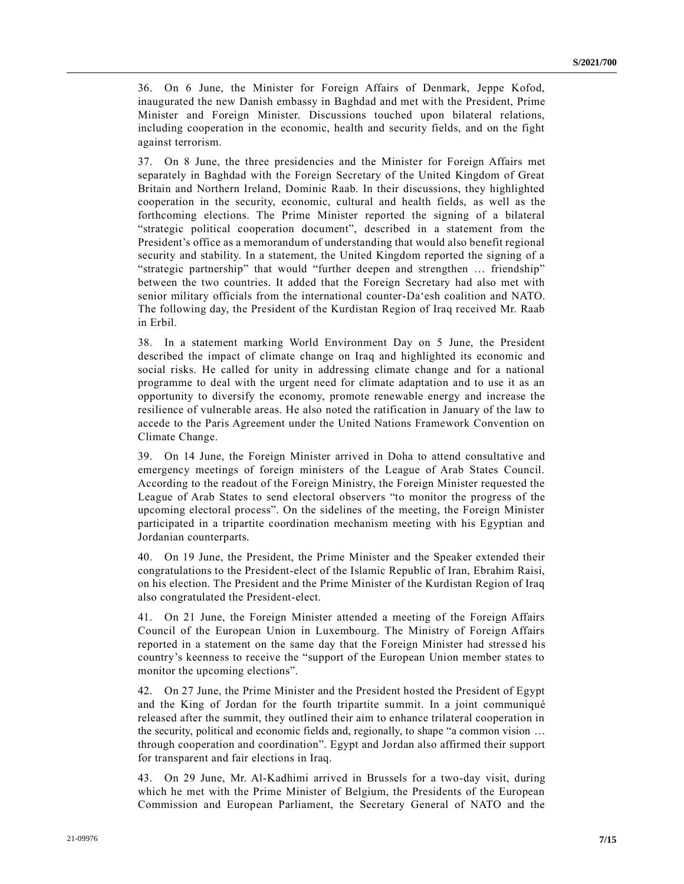36. On 6 June, the Minister for Foreign Affairs of Denmark, Jeppe Kofod, inaugurated the new Danish embassy in Baghdad and met with the President, Prime Minister and Foreign Minister. Discussions touched upon bilateral relations, including cooperation in the economic, health and security fields, and on the fight against terrorism.

37. On 8 June, the three presidencies and the Minister for Foreign Affairs met separately in Baghdad with the Foreign Secretary of the United Kingdom of Great Britain and Northern Ireland, Dominic Raab. In their discussions, they highlighted cooperation in the security, economic, cultural and health fields, as well as the forthcoming elections. The Prime Minister reported the signing of a bilateral "strategic political cooperation document", described in a statement from the President's office as a memorandum of understanding that would also benefit regional security and stability. In a statement, the United Kingdom reported the signing of a "strategic partnership" that would "further deepen and strengthen … friendship" between the two countries. It added that the Foreign Secretary had also met with senior military officials from the international counter-Da'esh coalition and NATO. The following day, the President of the Kurdistan Region of Iraq received Mr. Raab in Erbil.

38. In a statement marking World Environment Day on 5 June, the President described the impact of climate change on Iraq and highlighted its economic and social risks. He called for unity in addressing climate change and for a national programme to deal with the urgent need for climate adaptation and to use it as an opportunity to diversify the economy, promote renewable energy and increase the resilience of vulnerable areas. He also noted the ratification in January of the law to accede to the Paris Agreement under the United Nations Framework Convention on Climate Change.

39. On 14 June, the Foreign Minister arrived in Doha to attend consultative and emergency meetings of foreign ministers of the League of Arab States Council. According to the readout of the Foreign Ministry, the Foreign Minister requested the League of Arab States to send electoral observers "to monitor the progress of the upcoming electoral process". On the sidelines of the meeting, the Foreign Minister participated in a tripartite coordination mechanism meeting with his Egyptian and Jordanian counterparts.

40. On 19 June, the President, the Prime Minister and the Speaker extended their congratulations to the President-elect of the Islamic Republic of Iran, Ebrahim Raisi, on his election. The President and the Prime Minister of the Kurdistan Region of Iraq also congratulated the President-elect.

41. On 21 June, the Foreign Minister attended a meeting of the Foreign Affairs Council of the European Union in Luxembourg. The Ministry of Foreign Affairs reported in a statement on the same day that the Foreign Minister had stressed his country's keenness to receive the "support of the European Union member states to monitor the upcoming elections".

42. On 27 June, the Prime Minister and the President hosted the President of Egypt and the King of Jordan for the fourth tripartite summit. In a joint communiqué released after the summit, they outlined their aim to enhance trilateral cooperation in the security, political and economic fields and, regionally, to shape "a common vision … through cooperation and coordination". Egypt and Jordan also affirmed their support for transparent and fair elections in Iraq.

43. On 29 June, Mr. Al-Kadhimi arrived in Brussels for a two-day visit, during which he met with the Prime Minister of Belgium, the Presidents of the European Commission and European Parliament, the Secretary General of NATO and the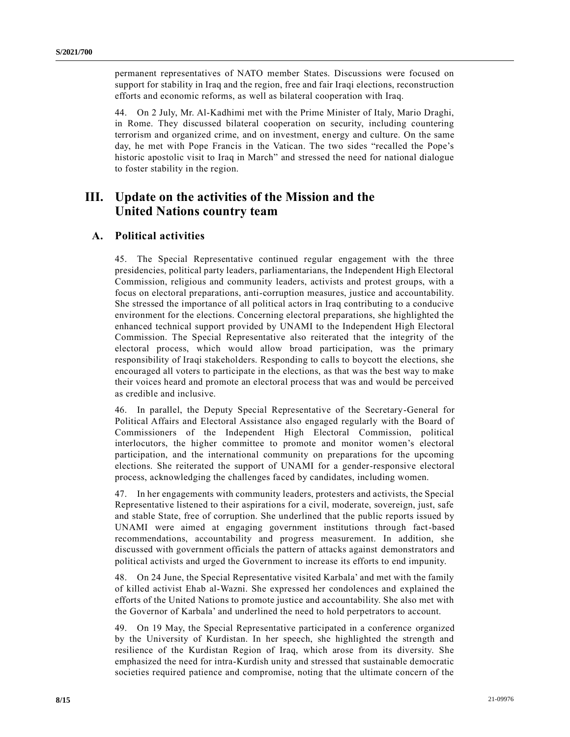permanent representatives of NATO member States. Discussions were focused on support for stability in Iraq and the region, free and fair Iraqi elections, reconstruction efforts and economic reforms, as well as bilateral cooperation with Iraq.

44. On 2 July, Mr. Al-Kadhimi met with the Prime Minister of Italy, Mario Draghi, in Rome. They discussed bilateral cooperation on security, including countering terrorism and organized crime, and on investment, energy and culture. On the same day, he met with Pope Francis in the Vatican. The two sides "recalled the Pope's historic apostolic visit to Iraq in March" and stressed the need for national dialogue to foster stability in the region.

# III. Update on the activities of the Mission and the United Nations country team

## A. Political activities

45. The Special Representative continued regular engagement with the three presidencies, political party leaders, parliamentarians, the Independent High Electoral Commission, religious and community leaders, activists and protest groups, with a focus on electoral preparations, anti-corruption measures, justice and accountability. She stressed the importance of all political actors in Iraq contributing to a conducive environment for the elections. Concerning electoral preparations, she highlighted the enhanced technical support provided by UNAMI to the Independent High Electoral Commission. The Special Representative also reiterated that the integrity of the electoral process, which would allow broad participation, was the primary responsibility of Iraqi stakeholders. Responding to calls to boycott the elections, she encouraged all voters to participate in the elections, as that was the best way to make their voices heard and promote an electoral process that was and would be perceived as credible and inclusive.

46. In parallel, the Deputy Special Representative of the Secretary-General for Political Affairs and Electoral Assistance also engaged regularly with the Board of Commissioners of the Independent High Electoral Commission, political interlocutors, the higher committee to promote and monitor women's electoral participation, and the international community on preparations for the upcoming elections. She reiterated the support of UNAMI for a gender-responsive electoral process, acknowledging the challenges faced by candidates, including women.

47. In her engagements with community leaders, protesters and activists, the Special Representative listened to their aspirations for a civil, moderate, sovereign, just, safe and stable State, free of corruption. She underlined that the public reports issued by UNAMI were aimed at engaging government institutions through fact-based recommendations, accountability and progress measurement. In addition, she discussed with government officials the pattern of attacks against demonstrators and political activists and urged the Government to increase its efforts to end impunity.

48. On 24 June, the Special Representative visited Karbala' and met with the family of killed activist Ehab al-Wazni. She expressed her condolences and explained the efforts of the United Nations to promote justice and accountability. She also met with the Governor of Karbala' and underlined the need to hold perpetrators to account.

49. On 19 May, the Special Representative participated in a conference organized by the University of Kurdistan. In her speech, she highlighted the strength and resilience of the Kurdistan Region of Iraq, which arose from its diversity. She emphasized the need for intra-Kurdish unity and stressed that sustainable democratic societies required patience and compromise, noting that the ultimate concern of the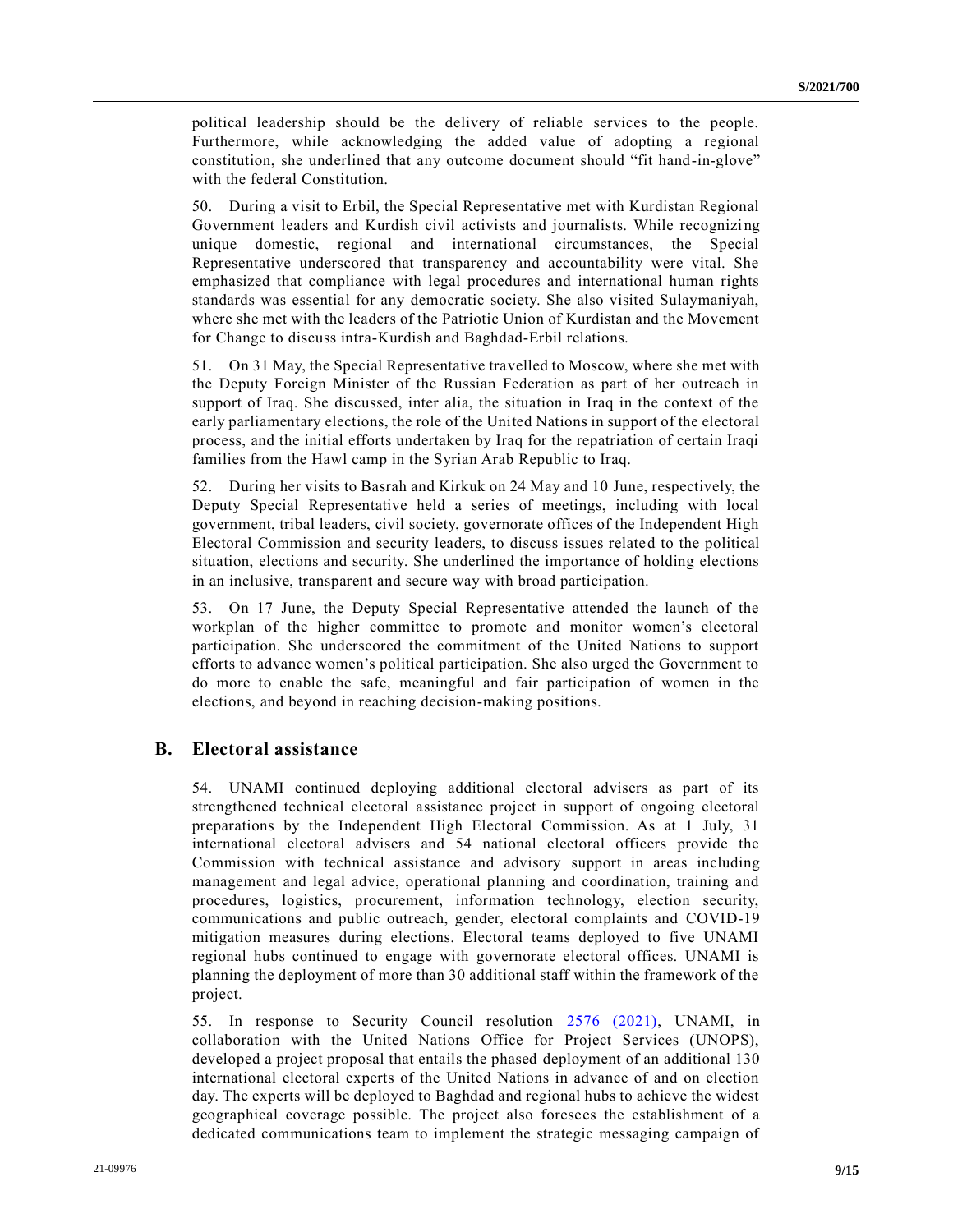political leadership should be the delivery of reliable services to the people. Furthermore, while acknowledging the added value of adopting a regional constitution, she underlined that any outcome document should "fit hand-in-glove" with the federal Constitution.

50. During a visit to Erbil, the Special Representative met with Kurdistan Regional Government leaders and Kurdish civil activists and journalists. While recognizing unique domestic, regional and international circumstances, the Special Representative underscored that transparency and accountability were vital. She emphasized that compliance with legal procedures and international human rights standards was essential for any democratic society. She also visited Sulaymaniyah, where she met with the leaders of the Patriotic Union of Kurdistan and the Movement for Change to discuss intra-Kurdish and Baghdad-Erbil relations.

51. On 31 May, the Special Representative travelled to Moscow, where she met with the Deputy Foreign Minister of the Russian Federation as part of her outreach in support of Iraq. She discussed, inter alia, the situation in Iraq in the context of the early parliamentary elections, the role of the United Nations in support of the electoral process, and the initial efforts undertaken by Iraq for the repatriation of certain Iraqi families from the Hawl camp in the Syrian Arab Republic to Iraq.

52. During her visits to Basrah and Kirkuk on 24 May and 10 June, respectively, the Deputy Special Representative held a series of meetings, including with local government, tribal leaders, civil society, governorate offices of the Independent High Electoral Commission and security leaders, to discuss issues related to the political situation, elections and security. She underlined the importance of holding elections in an inclusive, transparent and secure way with broad participation.

53. On 17 June, the Deputy Special Representative attended the launch of the workplan of the higher committee to promote and monitor women's electoral participation. She underscored the commitment of the United Nations to support efforts to advance women's political participation. She also urged the Government to do more to enable the safe, meaningful and fair participation of women in the elections, and beyond in reaching decision-making positions.

## B. Electoral assistance

54. UNAMI continued deploying additional electoral advisers as part of its strengthened technical electoral assistance project in support of ongoing electoral preparations by the Independent High Electoral Commission. As at 1 July, 31 international electoral advisers and 54 national electoral officers provide the Commission with technical assistance and advisory support in areas including management and legal advice, operational planning and coordination, training and procedures, logistics, procurement, information technology, election security, communications and public outreach, gender, electoral complaints and COVID-19 mitigation measures during elections. Electoral teams deployed to five UNAMI regional hubs continued to engage with governorate electoral offices. UNAMI is planning the deployment of more than 30 additional staff within the framework of the project.

55. In response to Security Council resolution 2576 (2021), UNAMI, in collaboration with the United Nations Office for Project Services (UNOPS), developed a project proposal that entails the phased deployment of an additional 130 international electoral experts of the United Nations in advance of and on election day. The experts will be deployed to Baghdad and regional hubs to achieve the widest geographical coverage possible. The project also foresees the establishment of a dedicated communications team to implement the strategic messaging campaign of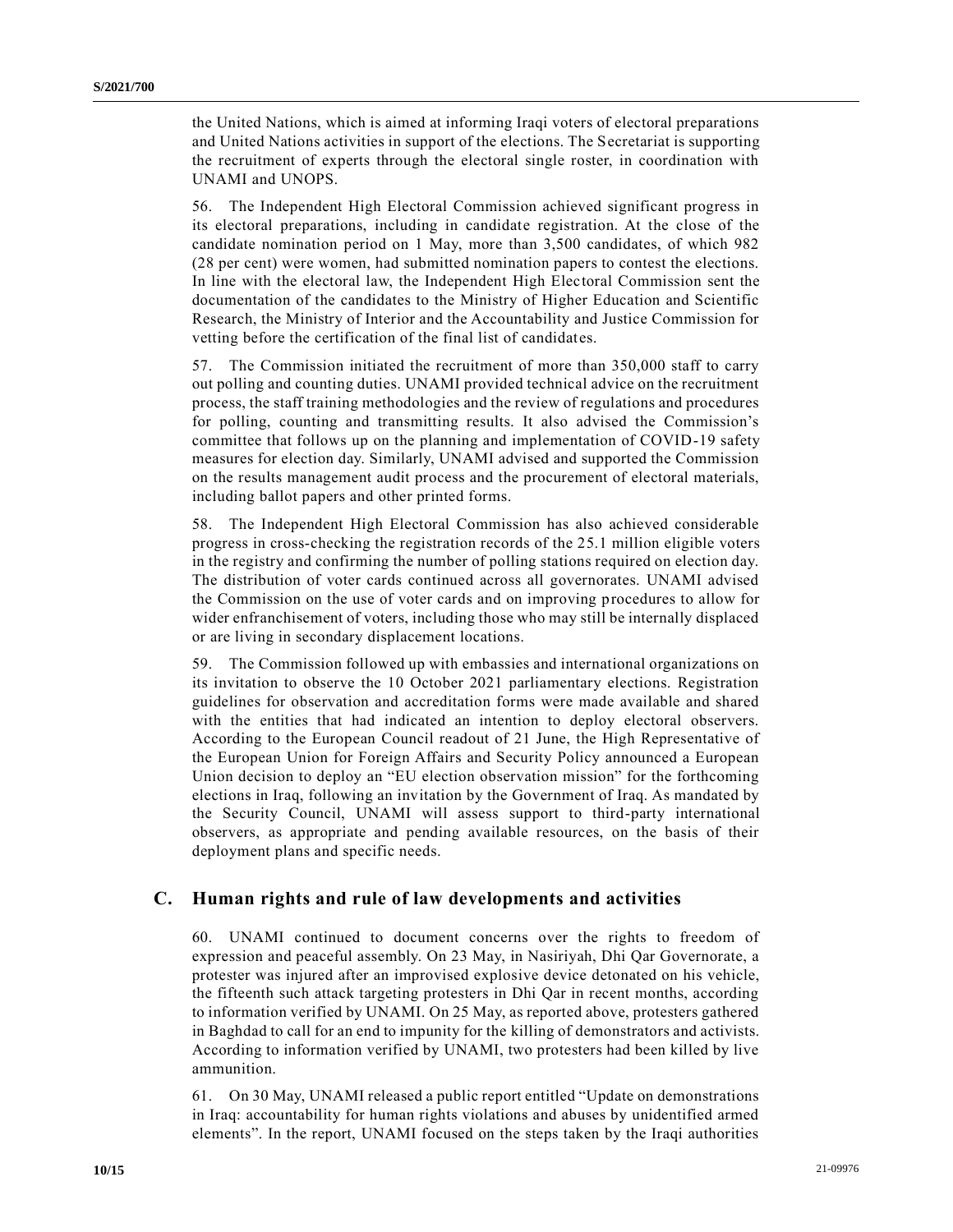the United Nations, which is aimed at informing Iraqi voters of electoral preparations and United Nations activities in support of the elections. The Secretariat is supporting the recruitment of experts through the electoral single roster, in coordination with UNAMI and UNOPS.

56. The Independent High Electoral Commission achieved significant progress in its electoral preparations, including in candidate registration. At the close of the candidate nomination period on 1 May, more than 3,500 candidates, of which 982 (28 per cent) were women, had submitted nomination papers to contest the elections. In line with the electoral law, the Independent High Electoral Commission sent the documentation of the candidates to the Ministry of Higher Education and Scientific Research, the Ministry of Interior and the Accountability and Justice Commission for vetting before the certification of the final list of candidates.

57. The Commission initiated the recruitment of more than 350,000 staff to carry out polling and counting duties. UNAMI provided technical advice on the recruitment process, the staff training methodologies and the review of regulations and procedures for polling, counting and transmitting results. It also advised the Commission's committee that follows up on the planning and implementation of COVID-19 safety measures for election day. Similarly, UNAMI advised and supported the Commission on the results management audit process and the procurement of electoral materials, including ballot papers and other printed forms.

58. The Independent High Electoral Commission has also achieved considerable progress in cross-checking the registration records of the 25.1 million eligible voters in the registry and confirming the number of polling stations required on election day. The distribution of voter cards continued across all governorates. UNAMI advised the Commission on the use of voter cards and on improving procedures to allow for wider enfranchisement of voters, including those who may still be internally displaced or are living in secondary displacement locations.

59. The Commission followed up with embassies and international organizations on its invitation to observe the 10 October 2021 parliamentary elections. Registration guidelines for observation and accreditation forms were made available and shared with the entities that had indicated an intention to deploy electoral observers. According to the European Council readout of 21 June, the High Representative of the European Union for Foreign Affairs and Security Policy announced a European Union decision to deploy an "EU election observation mission" for the forthcoming elections in Iraq, following an invitation by the Government of Iraq. As mandated by the Security Council, UNAMI will assess support to third-party international observers, as appropriate and pending available resources, on the basis of their deployment plans and specific needs.

## C. Human rights and rule of law developments and activities

60. UNAMI continued to document concerns over the rights to freedom of expression and peaceful assembly. On 23 May, in Nasiriyah, Dhi Qar Governorate, a protester was injured after an improvised explosive device detonated on his vehicle, the fifteenth such attack targeting protesters in Dhi Qar in recent months, according to information verified by UNAMI. On 25 May, as reported above, protesters gathered in Baghdad to call for an end to impunity for the killing of demonstrators and activists. According to information verified by UNAMI, two protesters had been killed by live ammunition.

61. On 30 May, UNAMI released a public report entitled "Update on demonstrations in Iraq: accountability for human rights violations and abuses by unidentified armed elements". In the report, UNAMI focused on the steps taken by the Iraqi authorities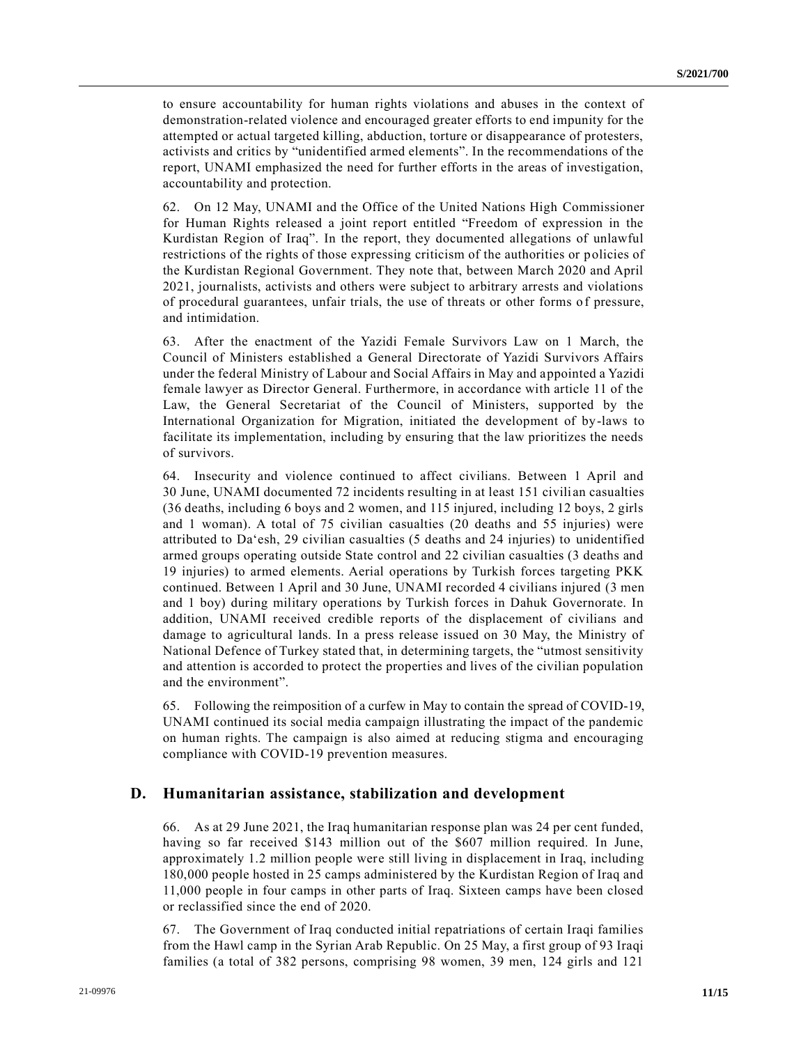to ensure accountability for human rights violations and abuses in the context of demonstration-related violence and encouraged greater efforts to end impunity for the attempted or actual targeted killing, abduction, torture or disappearance of protesters, activists and critics by "unidentified armed elements". In the recommendations of the report, UNAMI emphasized the need for further efforts in the areas of investigation, accountability and protection.

62. On 12 May, UNAMI and the Office of the United Nations High Commissioner for Human Rights released a joint report entitled "Freedom of expression in the Kurdistan Region of Iraq". In the report, they documented allegations of unlawful restrictions of the rights of those expressing criticism of the authorities or policies of the Kurdistan Regional Government. They note that, between March 2020 and April 2021, journalists, activists and others were subject to arbitrary arrests and violations of procedural guarantees, unfair trials, the use of threats or other forms of pressure, and intimidation.

63. After the enactment of the Yazidi Female Survivors Law on 1 March, the Council of Ministers established a General Directorate of Yazidi Survivors Affairs under the federal Ministry of Labour and Social Affairs in May and appointed a Yazidi female lawyer as Director General. Furthermore, in accordance with article 11 of the Law, the General Secretariat of the Council of Ministers, supported by the International Organization for Migration, initiated the development of by-laws to facilitate its implementation, including by ensuring that the law prioritizes the needs of survivors.

64. Insecurity and violence continued to affect civilians. Between 1 April and 30 June, UNAMI documented 72 incidents resulting in at least 151 civilian casualties (36 deaths, including 6 boys and 2 women, and 115 injured, including 12 boys, 2 girls and 1 woman). A total of 75 civilian casualties (20 deaths and 55 injuries) were attributed to Da'esh, 29 civilian casualties (5 deaths and 24 injuries) to unidentified armed groups operating outside State control and 22 civilian casualties (3 deaths and 19 injuries) to armed elements. Aerial operations by Turkish forces targeting PKK continued. Between 1 April and 30 June, UNAMI recorded 4 civilians injured (3 men and 1 boy) during military operations by Turkish forces in Dahuk Governorate. In addition, UNAMI received credible reports of the displacement of civilians and damage to agricultural lands. In a press release issued on 30 May, the Ministry of National Defence of Turkey stated that, in determining targets, the "utmost sensitivity and attention is accorded to protect the properties and lives of the civilian population and the environment".

65. Following the reimposition of a curfew in May to contain the spread of COVID-19, UNAMI continued its social media campaign illustrating the impact of the pandemic on human rights. The campaign is also aimed at reducing stigma and encouraging compliance with COVID-19 prevention measures.

## D. Humanitarian assistance, stabilization and development

66. As at 29 June 2021, the Iraq humanitarian response plan was 24 per cent funded, having so far received $143 million out of the $607 million required. In June, approximately 1.2 million people were still living in displacement in Iraq, including 180,000 people hosted in 25 camps administered by the Kurdistan Region of Iraq and 11,000 people in four camps in other parts of Iraq. Sixteen camps have been closed or reclassified since the end of 2020.

67. The Government of Iraq conducted initial repatriations of certain Iraqi families from the Hawl camp in the Syrian Arab Republic. On 25 May, a first group of 93 Iraqi families (a total of 382 persons, comprising 98 women, 39 men, 124 girls and 121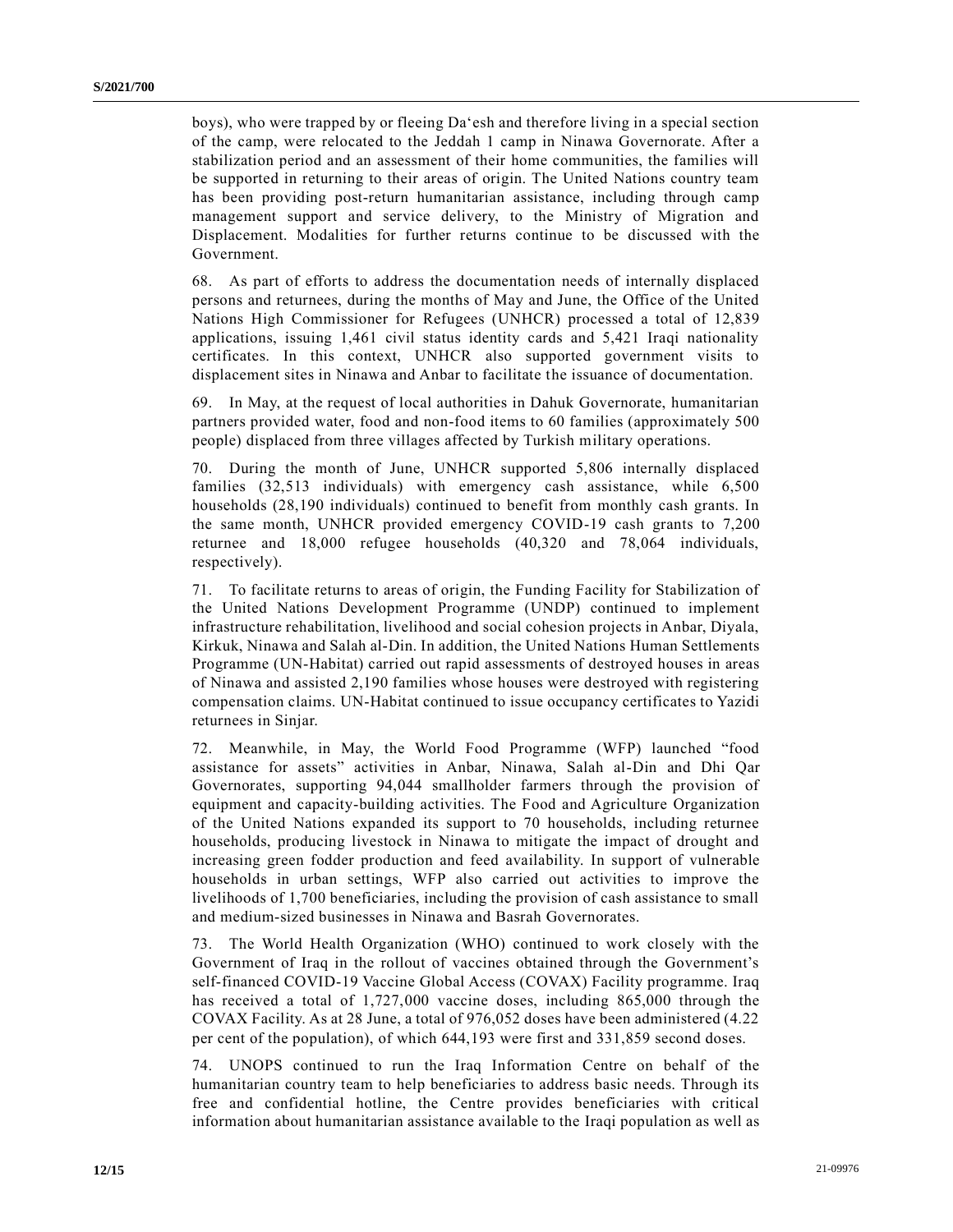boys), who were trapped by or fleeing Da'esh and therefore living in a special section of the camp, were relocated to the Jeddah 1 camp in Ninawa Governorate. After a stabilization period and an assessment of their home communities, the families will be supported in returning to their areas of origin. The United Nations country team has been providing post-return humanitarian assistance, including through camp management support and service delivery, to the Ministry of Migration and Displacement. Modalities for further returns continue to be discussed with the Government.

68. As part of efforts to address the documentation needs of internally displaced persons and returnees, during the months of May and June, the Office of the United Nations High Commissioner for Refugees (UNHCR) processed a total of 12,839 applications, issuing 1,461 civil status identity cards and 5,421 Iraqi nationality certificates. In this context, UNHCR also supported government visits to displacement sites in Ninawa and Anbar to facilitate the issuance of documentation.

69. In May, at the request of local authorities in Dahuk Governorate, humanitarian partners provided water, food and non-food items to 60 families (approximately 500 people) displaced from three villages affected by Turkish military operations.

70. During the month of June, UNHCR supported 5,806 internally displaced families (32,513 individuals) with emergency cash assistance, while 6,500 households (28,190 individuals) continued to benefit from monthly cash grants. In the same month, UNHCR provided emergency COVID-19 cash grants to 7,200 returnee and 18,000 refugee households (40,320 and 78,064 individuals, respectively).

71. To facilitate returns to areas of origin, the Funding Facility for Stabilization of the United Nations Development Programme (UNDP) continued to implement infrastructure rehabilitation, livelihood and social cohesion projects in Anbar, Diyala, Kirkuk, Ninawa and Salah al-Din. In addition, the United Nations Human Settlements Programme (UN-Habitat) carried out rapid assessments of destroyed houses in areas of Ninawa and assisted 2,190 families whose houses were destroyed with registering compensation claims. UN-Habitat continued to issue occupancy certificates to Yazidi returnees in Sinjar.

72. Meanwhile, in May, the World Food Programme (WFP) launched "food assistance for assets" activities in Anbar, Ninawa, Salah al-Din and Dhi Qar Governorates, supporting 94,044 smallholder farmers through the provision of equipment and capacity-building activities. The Food and Agriculture Organization of the United Nations expanded its support to 70 households, including returnee households, producing livestock in Ninawa to mitigate the impact of drought and increasing green fodder production and feed availability. In support of vulnerable households in urban settings, WFP also carried out activities to improve the livelihoods of 1,700 beneficiaries, including the provision of cash assistance to small and medium-sized businesses in Ninawa and Basrah Governorates.

73. The World Health Organization (WHO) continued to work closely with the Government of Iraq in the rollout of vaccines obtained through the Government's self-financed COVID-19 Vaccine Global Access (COVAX) Facility programme. Iraq has received a total of 1,727,000 vaccine doses, including 865,000 through the COVAX Facility. As at 28 June, a total of 976,052 doses have been administered (4.22 per cent of the population), of which 644,193 were first and 331,859 second doses.

74. UNOPS continued to run the Iraq Information Centre on behalf of the humanitarian country team to help beneficiaries to address basic needs. Through its free and confidential hotline, the Centre provides beneficiaries with critical information about humanitarian assistance available to the Iraqi population as well as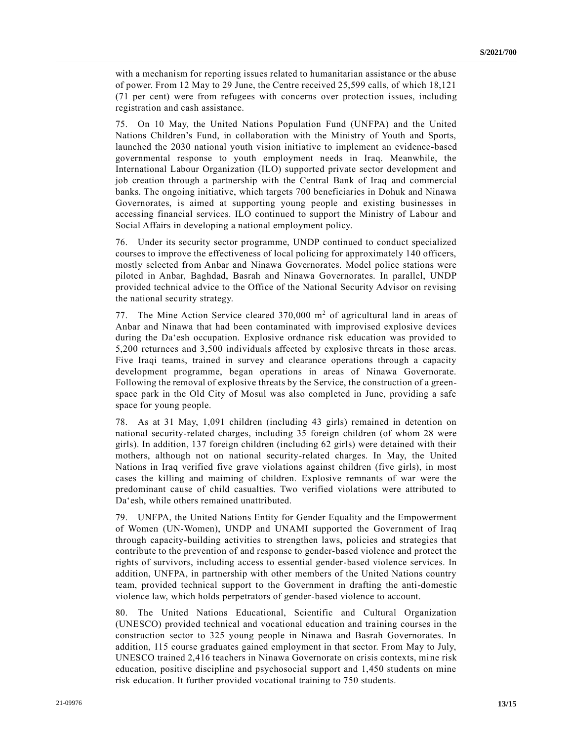with a mechanism for reporting issues related to humanitarian assistance or the abuse of power. From 12 May to 29 June, the Centre received 25,599 calls, of which 18,121 (71 per cent) were from refugees with concerns over protection issues, including registration and cash assistance.

75. On 10 May, the United Nations Population Fund (UNFPA) and the United Nations Children's Fund, in collaboration with the Ministry of Youth and Sports, launched the 2030 national youth vision initiative to implement an evidence-based governmental response to youth employment needs in Iraq. Meanwhile, the International Labour Organization (ILO) supported private sector development and job creation through a partnership with the Central Bank of Iraq and commercial banks. The ongoing initiative, which targets 700 beneficiaries in Dohuk and Ninawa Governorates, is aimed at supporting young people and existing businesses in accessing financial services. ILO continued to support the Ministry of Labour and Social Affairs in developing a national employment policy.

76. Under its security sector programme, UNDP continued to conduct specialized courses to improve the effectiveness of local policing for approximately 140 officers, mostly selected from Anbar and Ninawa Governorates. Model police stations were piloted in Anbar, Baghdad, Basrah and Ninawa Governorates. In parallel, UNDP provided technical advice to the Office of the National Security Advisor on revising the national security strategy.

77. The Mine Action Service cleared 370,000 m$^2$ of agricultural land in areas of Anbar and Ninawa that had been contaminated with improvised explosive devices during the Da'esh occupation. Explosive ordnance risk education was provided to 5,200 returnees and 3,500 individuals affected by explosive threats in those areas. Five Iraqi teams, trained in survey and clearance operations through a capacity development programme, began operations in areas of Ninawa Governorate. Following the removal of explosive threats by the Service, the construction of a green-space park in the Old City of Mosul was also completed in June, providing a safe space for young people.

78. As at 31 May, 1,091 children (including 43 girls) remained in detention on national security-related charges, including 35 foreign children (of whom 28 were girls). In addition, 137 foreign children (including 62 girls) were detained with their mothers, although not on national security-related charges. In May, the United Nations in Iraq verified five grave violations against children (five girls), in most cases the killing and maiming of children. Explosive remnants of war were the predominant cause of child casualties. Two verified violations were attributed to Da'esh, while others remained unattributed.

79. UNFPA, the United Nations Entity for Gender Equality and the Empowerment of Women (UN-Women), UNDP and UNAMI supported the Government of Iraq through capacity-building activities to strengthen laws, policies and strategies that contribute to the prevention of and response to gender-based violence and protect the rights of survivors, including access to essential gender-based violence services. In addition, UNFPA, in partnership with other members of the United Nations country team, provided technical support to the Government in drafting the anti-domestic violence law, which holds perpetrators of gender-based violence to account.

80. The United Nations Educational, Scientific and Cultural Organization (UNESCO) provided technical and vocational education and training courses in the construction sector to 325 young people in Ninawa and Basrah Governorates. In addition, 115 course graduates gained employment in that sector. From May to July, UNESCO trained 2,416 teachers in Ninawa Governorate on crisis contexts, mine risk education, positive discipline and psychosocial support and 1,450 students on mine risk education. It further provided vocational training to 750 students.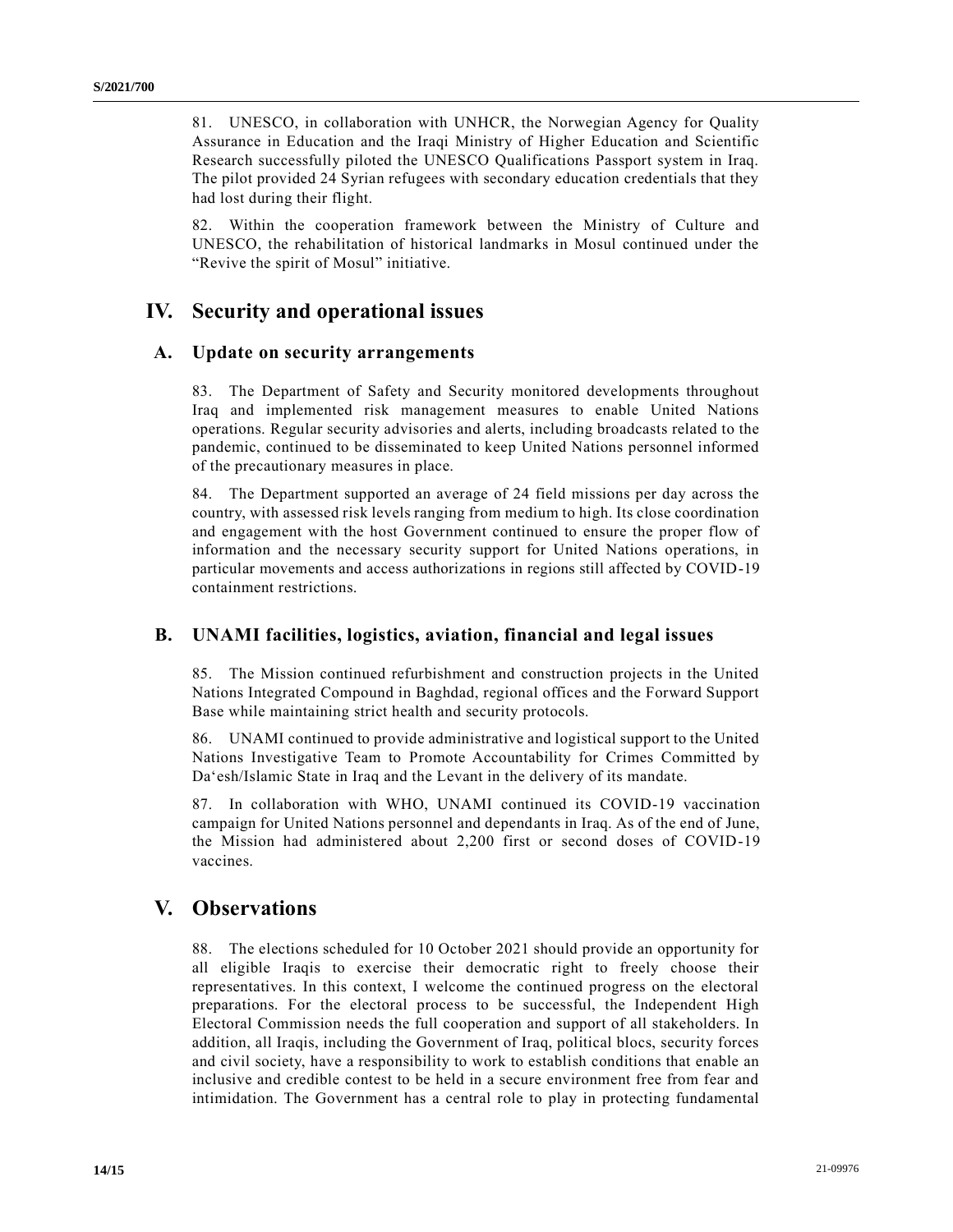81. UNESCO, in collaboration with UNHCR, the Norwegian Agency for Quality Assurance in Education and the Iraqi Ministry of Higher Education and Scientific Research successfully piloted the UNESCO Qualifications Passport system in Iraq. The pilot provided 24 Syrian refugees with secondary education credentials that they had lost during their flight.

82. Within the cooperation framework between the Ministry of Culture and UNESCO, the rehabilitation of historical landmarks in Mosul continued under the "Revive the spirit of Mosul" initiative.

# IV. Security and operational issues

## A. Update on security arrangements

83. The Department of Safety and Security monitored developments throughout Iraq and implemented risk management measures to enable United Nations operations. Regular security advisories and alerts, including broadcasts related to the pandemic, continued to be disseminated to keep United Nations personnel informed of the precautionary measures in place.

84. The Department supported an average of 24 field missions per day across the country, with assessed risk levels ranging from medium to high. Its close coordination and engagement with the host Government continued to ensure the proper flow of information and the necessary security support for United Nations operations, in particular movements and access authorizations in regions still affected by COVID-19 containment restrictions.

## B. UNAMI facilities, logistics, aviation, financial and legal issues

85. The Mission continued refurbishment and construction projects in the United Nations Integrated Compound in Baghdad, regional offices and the Forward Support Base while maintaining strict health and security protocols.

86. UNAMI continued to provide administrative and logistical support to the United Nations Investigative Team to Promote Accountability for Crimes Committed by Da'esh/Islamic State in Iraq and the Levant in the delivery of its mandate.

87. In collaboration with WHO, UNAMI continued its COVID-19 vaccination campaign for United Nations personnel and dependants in Iraq. As of the end of June, the Mission had administered about 2,200 first or second doses of COVID-19 vaccines.

# V. Observations

88. The elections scheduled for 10 October 2021 should provide an opportunity for all eligible Iraqis to exercise their democratic right to freely choose their representatives. In this context, I welcome the continued progress on the electoral preparations. For the electoral process to be successful, the Independent High Electoral Commission needs the full cooperation and support of all stakeholders. In addition, all Iraqis, including the Government of Iraq, political blocs, security forces and civil society, have a responsibility to work to establish conditions that enable an inclusive and credible contest to be held in a secure environment free from fear and intimidation. The Government has a central role to play in protecting fundamental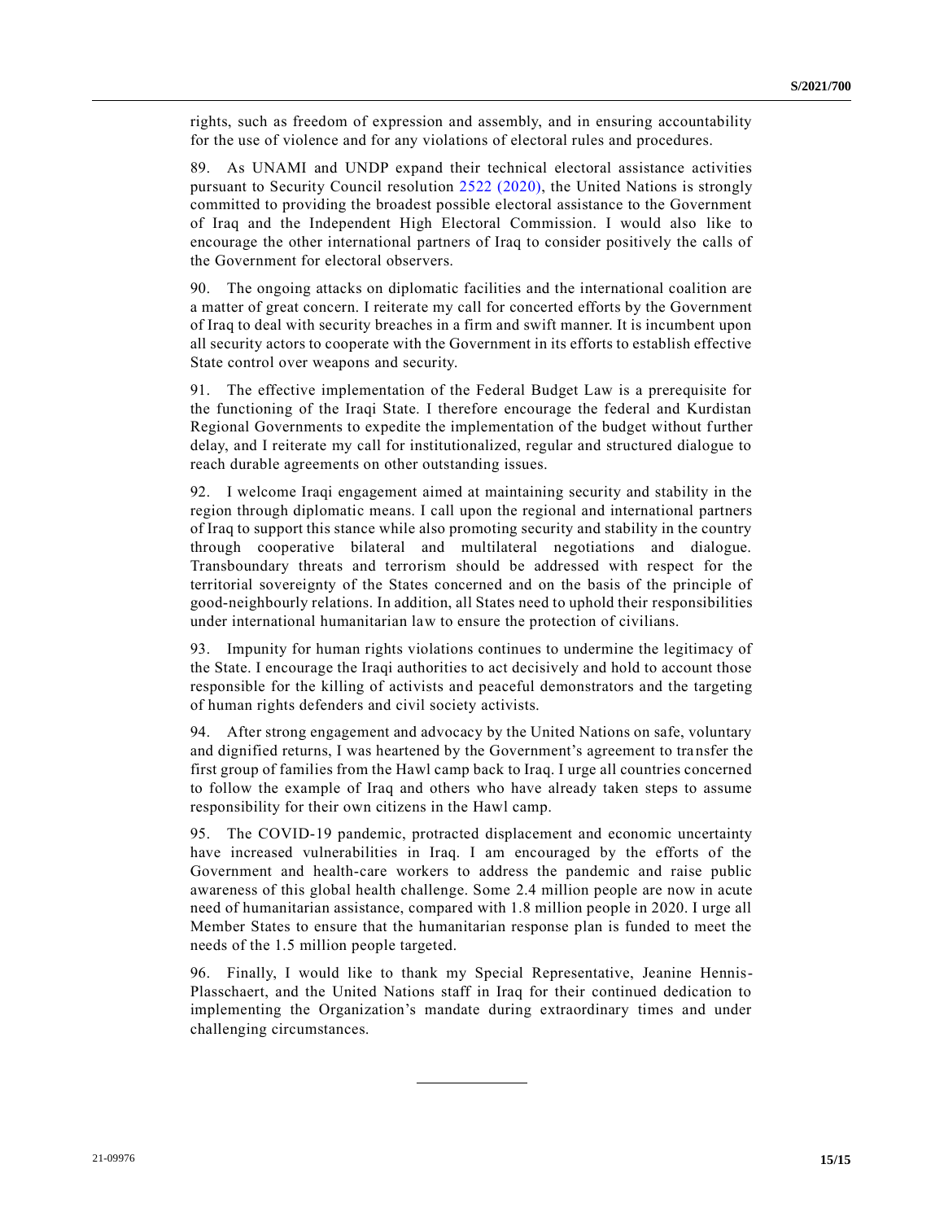rights, such as freedom of expression and assembly, and in ensuring accountability for the use of violence and for any violations of electoral rules and procedures.

89. As UNAMI and UNDP expand their technical electoral assistance activities pursuant to Security Council resolution 2522 (2020), the United Nations is strongly committed to providing the broadest possible electoral assistance to the Government of Iraq and the Independent High Electoral Commission. I would also like to encourage the other international partners of Iraq to consider positively the calls of the Government for electoral observers.

90. The ongoing attacks on diplomatic facilities and the international coalition are a matter of great concern. I reiterate my call for concerted efforts by the Government of Iraq to deal with security breaches in a firm and swift manner. It is incumbent upon all security actors to cooperate with the Government in its efforts to establish effective State control over weapons and security.

91. The effective implementation of the Federal Budget Law is a prerequisite for the functioning of the Iraqi State. I therefore encourage the federal and Kurdistan Regional Governments to expedite the implementation of the budget without further delay, and I reiterate my call for institutionalized, regular and structured dialogue to reach durable agreements on other outstanding issues.

92. I welcome Iraqi engagement aimed at maintaining security and stability in the region through diplomatic means. I call upon the regional and international partners of Iraq to support this stance while also promoting security and stability in the country through cooperative bilateral and multilateral negotiations and dialogue. Transboundary threats and terrorism should be addressed with respect for the territorial sovereignty of the States concerned and on the basis of the principle of good-neighbourly relations. In addition, all States need to uphold their responsibilities under international humanitarian law to ensure the protection of civilians.

93. Impunity for human rights violations continues to undermine the legitimacy of the State. I encourage the Iraqi authorities to act decisively and hold to account those responsible for the killing of activists and peaceful demonstrators and the targeting of human rights defenders and civil society activists.

94. After strong engagement and advocacy by the United Nations on safe, voluntary and dignified returns, I was heartened by the Government's agreement to transfer the first group of families from the Hawl camp back to Iraq. I urge all countries concerned to follow the example of Iraq and others who have already taken steps to assume responsibility for their own citizens in the Hawl camp.

95. The COVID-19 pandemic, protracted displacement and economic uncertainty have increased vulnerabilities in Iraq. I am encouraged by the efforts of the Government and health-care workers to address the pandemic and raise public awareness of this global health challenge. Some 2.4 million people are now in acute need of humanitarian assistance, compared with 1.8 million people in 2020. I urge all Member States to ensure that the humanitarian response plan is funded to meet the needs of the 1.5 million people targeted.

96. Finally, I would like to thank my Special Representative, Jeanine Hennis-Plasschaert, and the United Nations staff in Iraq for their continued dedication to implementing the Organization's mandate during extraordinary times and under challenging circumstances.